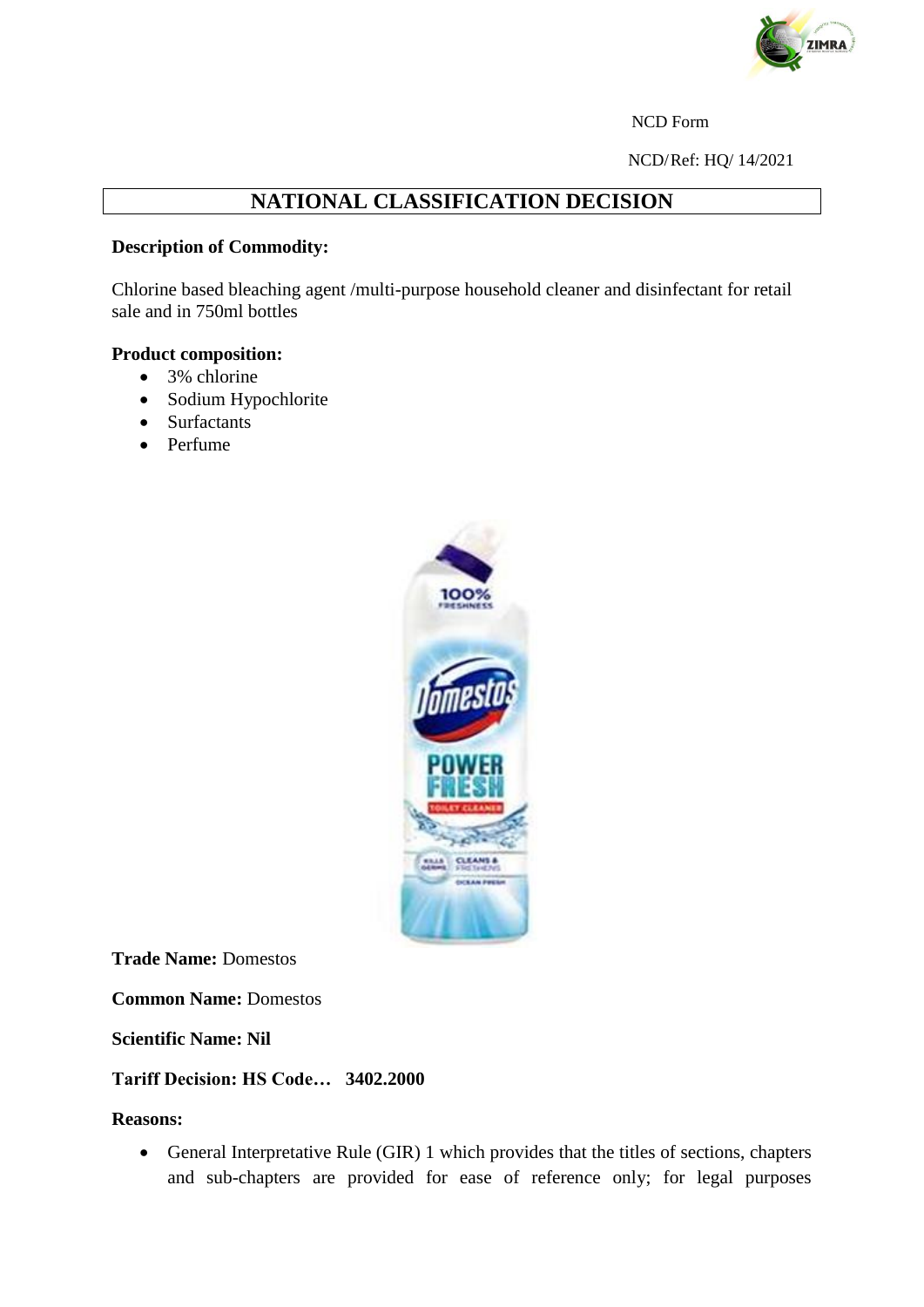NCD Form

NCD/Ref: HQ/ 14/2021

# NATIONAL CLASSIFICATION DECISION

**Description of Commodity:**

Chlorine based bleaching agent /multi-purpose household cleaner and disinfectant for retail sale and in 750ml bottles

**Product composition:**

- 3% chlorine
- Sodium Hypochlorite
- Surfactants
- Perfume

**Trade Name:** Domestos

**Common Name:** Domestos

**Scientific Name: Nil**

**Tariff Decision: HS Code… 3402.2000**

**Reasons:**

- General Interpretative Rule (GIR) 1 which provides that the titles of sections, chapters and sub-chapters are provided for ease of reference only; for legal purposes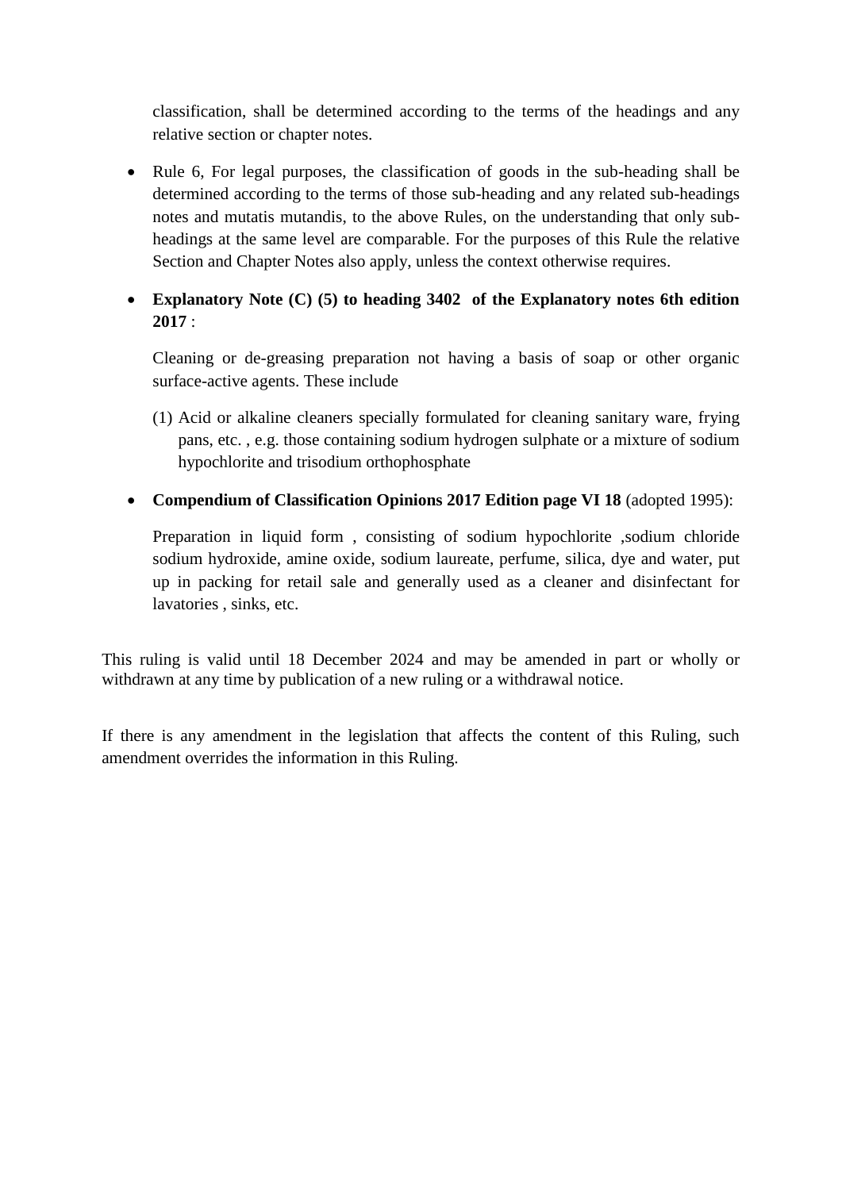classification, shall be determined according to the terms of the headings and any relative section or chapter notes.

- Rule 6, For legal purposes, the classification of goods in the sub-heading shall be determined according to the terms of those sub-heading and any related sub-headings notes and mutatis mutandis, to the above Rules, on the understanding that only sub-headings at the same level are comparable. For the purposes of this Rule the relative Section and Chapter Notes also apply, unless the context otherwise requires.

- **Explanatory Note (C) (5) to heading 3402 of the Explanatory notes 6th edition 2017** :

  Cleaning or de-greasing preparation not having a basis of soap or other organic surface-active agents. These include

  (1) Acid or alkaline cleaners specially formulated for cleaning sanitary ware, frying pans, etc. , e.g. those containing sodium hydrogen sulphate or a mixture of sodium hypochlorite and trisodium orthophosphate

- **Compendium of Classification Opinions 2017 Edition page VI 18** (adopted 1995):

  Preparation in liquid form , consisting of sodium hypochlorite ,sodium chloride sodium hydroxide, amine oxide, sodium laureate, perfume, silica, dye and water, put up in packing for retail sale and generally used as a cleaner and disinfectant for lavatories , sinks, etc.

This ruling is valid until 18 December 2024 and may be amended in part or wholly or withdrawn at any time by publication of a new ruling or a withdrawal notice.

If there is any amendment in the legislation that affects the content of this Ruling, such amendment overrides the information in this Ruling.